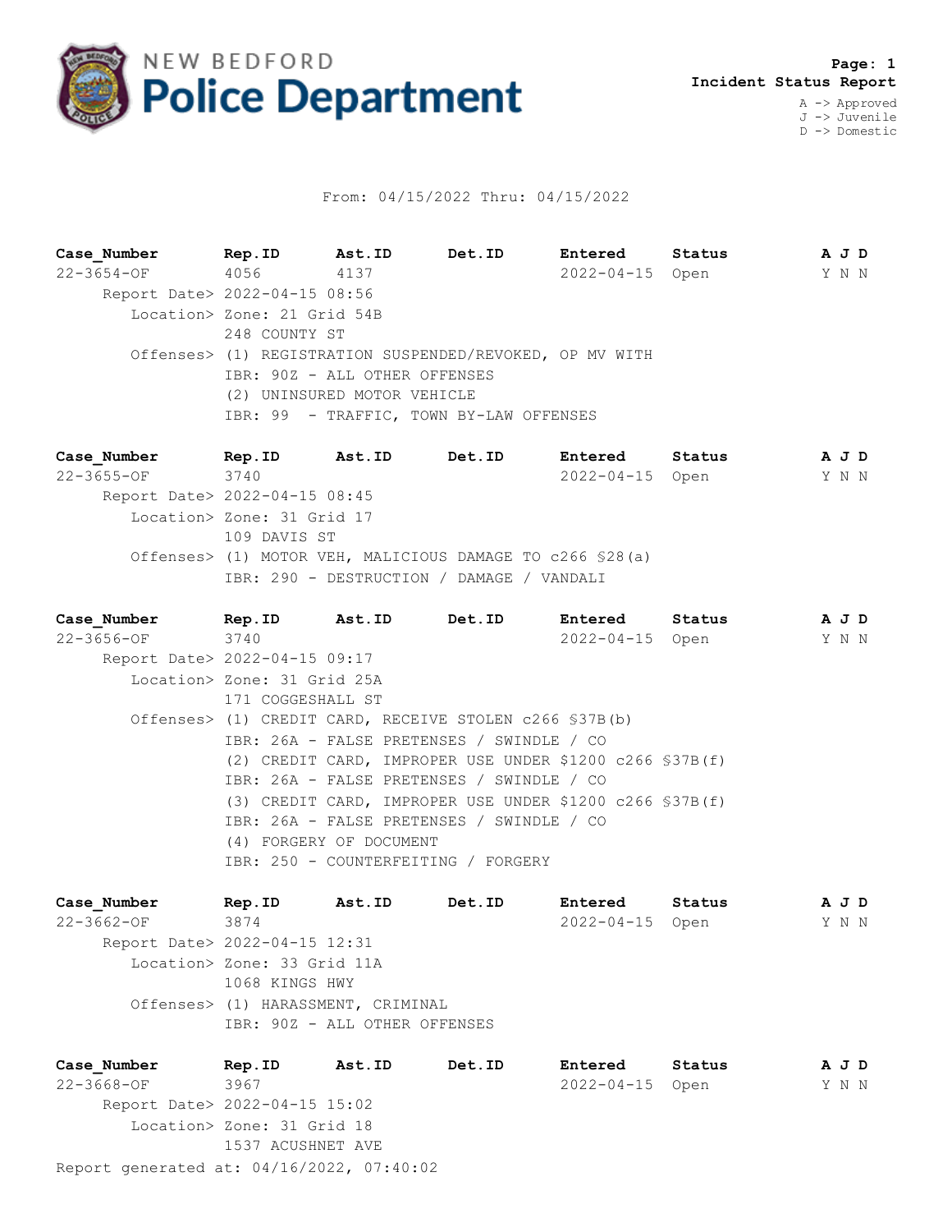# NEW BEDFORD Police Department

**Page: 1**
**Incident Status Report**

A -> Approved
J -> Juvenile
D -> Domestic

From: 04/15/2022 Thru: 04/15/2022

| Case_Number | Rep.ID | Ast.ID | Det.ID | Entered | Status | A | J | D |
|---|---|---|---|---|---|---|---|---|
| 22-3654-OF | 4056 | 4137 | | 2022-04-15 | Open | Y | N | N |

Report Date> 2022-04-15 08:56
Location> Zone: 21 Grid 54B
248 COUNTY ST
Offenses> (1) REGISTRATION SUSPENDED/REVOKED, OP MV WITH
IBR: 90Z - ALL OTHER OFFENSES
(2) UNINSURED MOTOR VEHICLE
IBR: 99 - TRAFFIC, TOWN BY-LAW OFFENSES

| Case_Number | Rep.ID | Ast.ID | Det.ID | Entered | Status | A | J | D |
|---|---|---|---|---|---|---|---|---|
| 22-3655-OF | 3740 | | | 2022-04-15 | Open | Y | N | N |

Report Date> 2022-04-15 08:45
Location> Zone: 31 Grid 17
109 DAVIS ST
Offenses> (1) MOTOR VEH, MALICIOUS DAMAGE TO c266 §28(a)
IBR: 290 - DESTRUCTION / DAMAGE / VANDALI

| Case_Number | Rep.ID | Ast.ID | Det.ID | Entered | Status | A | J | D |
|---|---|---|---|---|---|---|---|---|
| 22-3656-OF | 3740 | | | 2022-04-15 | Open | Y | N | N |

Report Date> 2022-04-15 09:17
Location> Zone: 31 Grid 25A
171 COGGESHALL ST
Offenses> (1) CREDIT CARD, RECEIVE STOLEN c266 §37B(b)
IBR: 26A - FALSE PRETENSES / SWINDLE / CO
(2) CREDIT CARD, IMPROPER USE UNDER $1200 c266 §37B(f)
IBR: 26A - FALSE PRETENSES / SWINDLE / CO
(3) CREDIT CARD, IMPROPER USE UNDER $1200 c266 §37B(f)
IBR: 26A - FALSE PRETENSES / SWINDLE / CO
(4) FORGERY OF DOCUMENT
IBR: 250 - COUNTERFEITING / FORGERY

| Case_Number | Rep.ID | Ast.ID | Det.ID | Entered | Status | A | J | D |
|---|---|---|---|---|---|---|---|---|
| 22-3662-OF | 3874 | | | 2022-04-15 | Open | Y | N | N |

Report Date> 2022-04-15 12:31
Location> Zone: 33 Grid 11A
1068 KINGS HWY
Offenses> (1) HARASSMENT, CRIMINAL
IBR: 90Z - ALL OTHER OFFENSES

| Case_Number | Rep.ID | Ast.ID | Det.ID | Entered | Status | A | J | D |
|---|---|---|---|---|---|---|---|---|
| 22-3668-OF | 3967 | | | 2022-04-15 | Open | Y | N | N |

Report Date> 2022-04-15 15:02
Location> Zone: 31 Grid 18
1537 ACUSHNET AVE

Report generated at: 04/16/2022, 07:40:02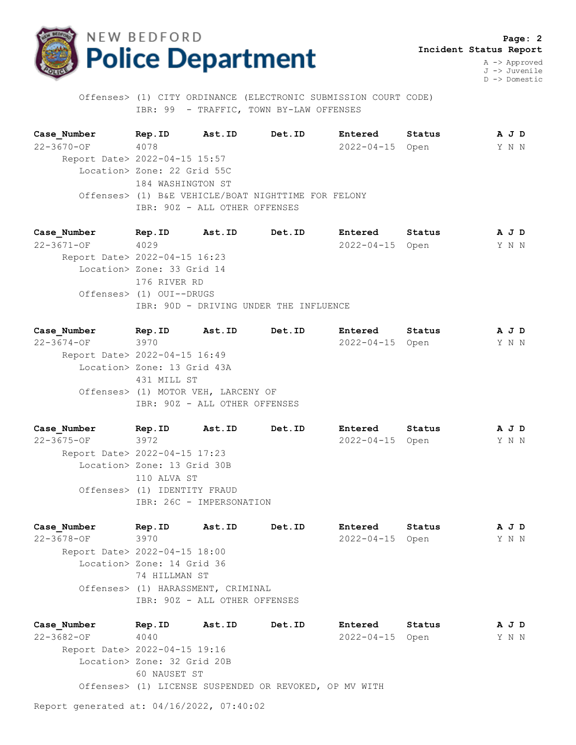**Incident Status Report**

A -> Approved
J -> Juvenile
D -> Domestic

Offenses> (1) CITY ORDINANCE (ELECTRONIC SUBMISSION COURT CODE)
IBR: 99 - TRAFFIC, TOWN BY-LAW OFFENSES

| Case_Number | Rep.ID | Ast.ID | Det.ID | Entered | Status | A J D |
|---|---|---|---|---|---|---|
| 22-3670-OF | 4078 | | | 2022-04-15 | Open | Y N N |

Report Date> 2022-04-15 15:57
Location> Zone: 22 Grid 55C
184 WASHINGTON ST
Offenses> (1) B&E VEHICLE/BOAT NIGHTTIME FOR FELONY
IBR: 90Z - ALL OTHER OFFENSES

| Case_Number | Rep.ID | Ast.ID | Det.ID | Entered | Status | A J D |
|---|---|---|---|---|---|---|
| 22-3671-OF | 4029 | | | 2022-04-15 | Open | Y N N |

Report Date> 2022-04-15 16:23
Location> Zone: 33 Grid 14
176 RIVER RD
Offenses> (1) OUI--DRUGS
IBR: 90D - DRIVING UNDER THE INFLUENCE

| Case_Number | Rep.ID | Ast.ID | Det.ID | Entered | Status | A J D |
|---|---|---|---|---|---|---|
| 22-3674-OF | 3970 | | | 2022-04-15 | Open | Y N N |

Report Date> 2022-04-15 16:49
Location> Zone: 13 Grid 43A
431 MILL ST
Offenses> (1) MOTOR VEH, LARCENY OF
IBR: 90Z - ALL OTHER OFFENSES

| Case_Number | Rep.ID | Ast.ID | Det.ID | Entered | Status | A J D |
|---|---|---|---|---|---|---|
| 22-3675-OF | 3972 | | | 2022-04-15 | Open | Y N N |

Report Date> 2022-04-15 17:23
Location> Zone: 13 Grid 30B
110 ALVA ST
Offenses> (1) IDENTITY FRAUD
IBR: 26C - IMPERSONATION

| Case_Number | Rep.ID | Ast.ID | Det.ID | Entered | Status | A J D |
|---|---|---|---|---|---|---|
| 22-3678-OF | 3970 | | | 2022-04-15 | Open | Y N N |

Report Date> 2022-04-15 18:00
Location> Zone: 14 Grid 36
74 HILLMAN ST
Offenses> (1) HARASSMENT, CRIMINAL
IBR: 90Z - ALL OTHER OFFENSES

| Case_Number | Rep.ID | Ast.ID | Det.ID | Entered | Status | A J D |
|---|---|---|---|---|---|---|
| 22-3682-OF | 4040 | | | 2022-04-15 | Open | Y N N |

Report Date> 2022-04-15 19:16
Location> Zone: 32 Grid 20B
60 NAUSET ST
Offenses> (1) LICENSE SUSPENDED OR REVOKED, OP MV WITH

Report generated at: 04/16/2022, 07:40:02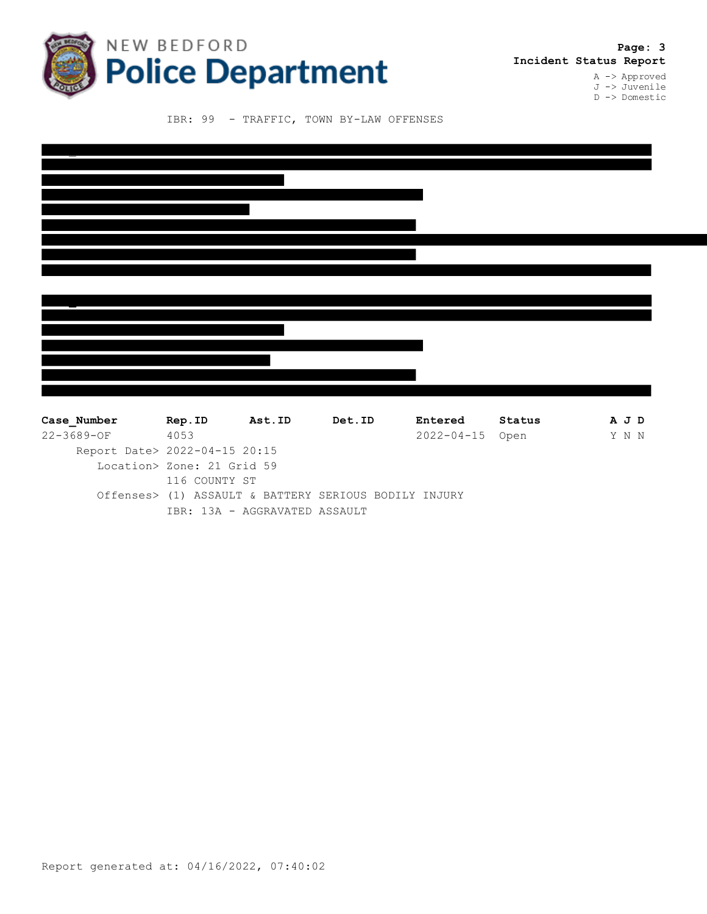IBR: 99 - TRAFFIC, TOWN BY-LAW OFFENSES

| Case_Number | Rep.ID | Ast.ID | Det.ID | Entered | Status | A J D |
|---|---|---|---|---|---|---|
| 22-3689-OF | 4053 | | | 2022-04-15 | Open | Y N N |

Report Date> 2022-04-15 20:15

Location> Zone: 21 Grid 59
116 COUNTY ST

Offenses> (1) ASSAULT & BATTERY SERIOUS BODILY INJURY
IBR: 13A - AGGRAVATED ASSAULT

Report generated at: 04/16/2022, 07:40:02